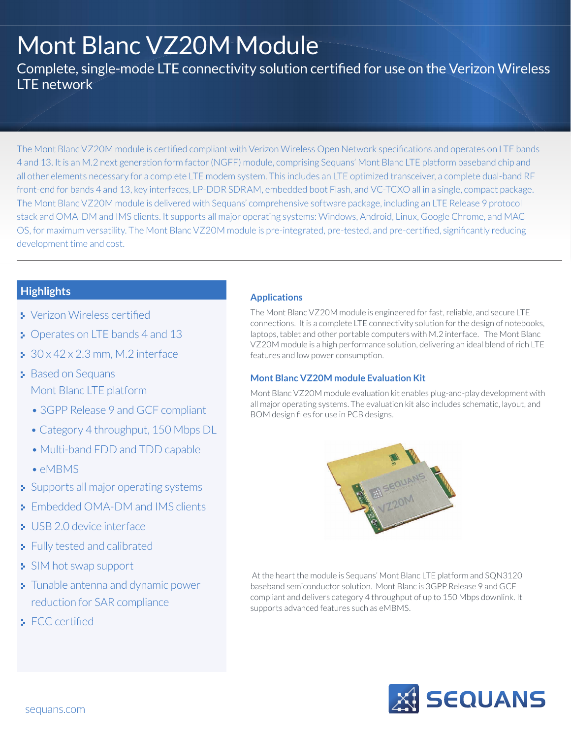# Mont Blanc VZ20M Module

## Complete, single-mode LTE connectivity solution certified for use on the Verizon Wireless LTE network

The Mont Blanc VZ20M module is certified compliant with Verizon Wireless Open Network specifications and operates on LTE bands 4 and 13. It is an M.2 next generation form factor (NGFF) module, comprising Sequans' Mont Blanc LTE platform baseband chip and all other elements necessary for a complete LTE modem system. This includes an LTE optimized transceiver, a complete dual-band RF front-end for bands 4 and 13, key interfaces, LP-DDR SDRAM, embedded boot Flash, and VC-TCXO all in a single, compact package. The Mont Blanc VZ20M module is delivered with Sequans' comprehensive software package, including an LTE Release 9 protocol stack and OMA-DM and IMS clients. It supports all major operating systems: Windows, Android, Linux, Google Chrome, and MAC OS, for maximum versatility. The Mont Blanc VZ20M module is pre-integrated, pre-tested, and pre-certified, significantly reducing development time and cost.

---

### Highlights

- Verizon Wireless certified
- Operates on LTE bands 4 and 13
- 30 x 42 x 2.3 mm, M.2 interface
- Based on Sequans Mont Blanc LTE platform
  - 3GPP Release 9 and GCF compliant
  - Category 4 throughput, 150 Mbps DL
  - Multi-band FDD and TDD capable
  - eMBMS
- Supports all major operating systems
- Embedded OMA-DM and IMS clients
- USB 2.0 device interface
- Fully tested and calibrated
- SIM hot swap support
- Tunable antenna and dynamic power reduction for SAR compliance
- FCC certified

### Applications

The Mont Blanc VZ20M module is engineered for fast, reliable, and secure LTE connections. It is a complete LTE connectivity solution for the design of notebooks, laptops, tablet and other portable computers with M.2 interface. The Mont Blanc VZ20M module is a high performance solution, delivering an ideal blend of rich LTE features and low power consumption.

### Mont Blanc VZ20M module Evaluation Kit

Mont Blanc VZ20M module evaluation kit enables plug-and-play development with all major operating systems. The evaluation kit also includes schematic, layout, and BOM design files for use in PCB designs.

At the heart the module is Sequans' Mont Blanc LTE platform and SQN3120 baseband semiconductor solution. Mont Blanc is 3GPP Release 9 and GCF compliant and delivers category 4 throughput of up to 150 Mbps downlink. It supports advanced features such as eMBMS.

sequans.com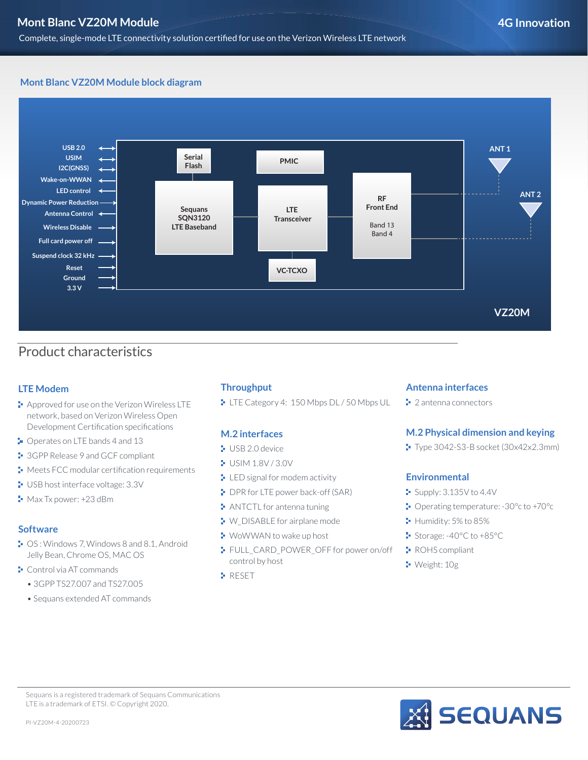# Mont Blanc VZ20M Module

**4G Innovation**

Complete, single-mode LTE connectivity solution certified for use on the Verizon Wireless LTE network

## Mont Blanc VZ20M Module block diagram

USB 2.0
USIM
I2C(GNSS)
Wake-on-WWAN
LED control
Dynamic Power Reduction
Antenna Control
Wireless Disable
Full card power off
Suspend clock 32 kHz
Reset
Ground
3.3 V

Serial Flash
PMIC
Sequans SQN3120 LTE Baseband
LTE Transceiver
RF Front End
Band 13
Band 4
VC-TCXO
ANT 1
ANT 2
VZ20M

## Product characteristics

### LTE Modem

- Approved for use on the Verizon Wireless LTE network, based on Verizon Wireless Open Development Certification specifications
- Operates on LTE bands 4 and 13
- 3GPP Release 9 and GCF compliant
- Meets FCC modular certification requirements
- USB host interface voltage: 3.3V
- Max Tx power: +23 dBm

### Software

- OS : Windows 7, Windows 8 and 8.1, Android Jelly Bean, Chrome OS, MAC OS
- Control via AT commands
  - 3GPP TS27.007 and TS27.005
  - Sequans extended AT commands

### Throughput

- LTE Category 4: 150 Mbps DL / 50 Mbps UL

### M.2 interfaces

- USB 2.0 device
- USIM 1.8V / 3.0V
- LED signal for modem activity
- DPR for LTE power back-off (SAR)
- ANTCTL for antenna tuning
- W_DISABLE for airplane mode
- WoWWAN to wake up host
- FULL_CARD_POWER_OFF for power on/off control by host
- RESET

### Antenna interfaces

- 2 antenna connectors

### M.2 Physical dimension and keying

- Type 3042-S3-B socket (30x42x2.3mm)

### Environmental

- Supply: 3.135V to 4.4V
- Operating temperature: -30°c to +70°c
- Humidity: 5% to 85%
- Storage: -40°C to +85°C
- ROHS compliant
- Weight: 10g

Sequans is a registered trademark of Sequans Communications
LTE is a trademark of ETSI. © Copyright 2020.

PI-VZ20M-4-20200723

SEQUANS